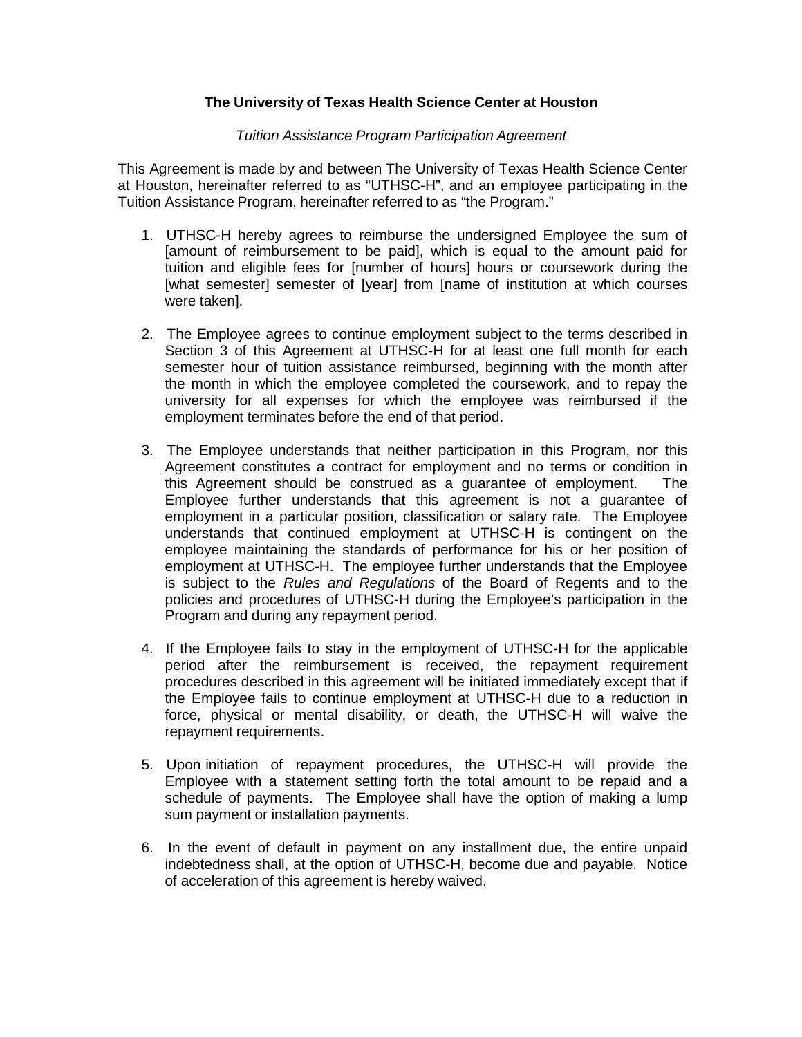**The University of Texas Health Science Center at Houston**

*Tuition Assistance Program Participation Agreement*

This Agreement is made by and between The University of Texas Health Science Center at Houston, hereinafter referred to as "UTHSC-H", and an employee participating in the Tuition Assistance Program, hereinafter referred to as "the Program."

1. UTHSC-H hereby agrees to reimburse the undersigned Employee the sum of [amount of reimbursement to be paid], which is equal to the amount paid for tuition and eligible fees for [number of hours] hours or coursework during the [what semester] semester of [year] from [name of institution at which courses were taken].

2. The Employee agrees to continue employment subject to the terms described in Section 3 of this Agreement at UTHSC-H for at least one full month for each semester hour of tuition assistance reimbursed, beginning with the month after the month in which the employee completed the coursework, and to repay the university for all expenses for which the employee was reimbursed if the employment terminates before the end of that period.

3. The Employee understands that neither participation in this Program, nor this Agreement constitutes a contract for employment and no terms or condition in this Agreement should be construed as a guarantee of employment. The Employee further understands that this agreement is not a guarantee of employment in a particular position, classification or salary rate. The Employee understands that continued employment at UTHSC-H is contingent on the employee maintaining the standards of performance for his or her position of employment at UTHSC-H. The employee further understands that the Employee is subject to the *Rules and Regulations* of the Board of Regents and to the policies and procedures of UTHSC-H during the Employee's participation in the Program and during any repayment period.

4. If the Employee fails to stay in the employment of UTHSC-H for the applicable period after the reimbursement is received, the repayment requirement procedures described in this agreement will be initiated immediately except that if the Employee fails to continue employment at UTHSC-H due to a reduction in force, physical or mental disability, or death, the UTHSC-H will waive the repayment requirements.

5. Upon initiation of repayment procedures, the UTHSC-H will provide the Employee with a statement setting forth the total amount to be repaid and a schedule of payments. The Employee shall have the option of making a lump sum payment or installation payments.

6. In the event of default in payment on any installment due, the entire unpaid indebtedness shall, at the option of UTHSC-H, become due and payable. Notice of acceleration of this agreement is hereby waived.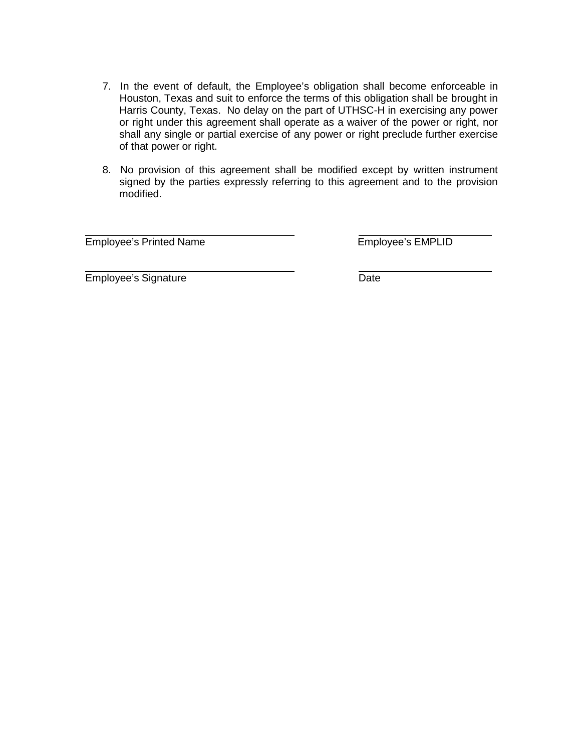7. In the event of default, the Employee's obligation shall become enforceable in Houston, Texas and suit to enforce the terms of this obligation shall be brought in Harris County, Texas. No delay on the part of UTHSC-H in exercising any power or right under this agreement shall operate as a waiver of the power or right, nor shall any single or partial exercise of any power or right preclude further exercise of that power or right.

8. No provision of this agreement shall be modified except by written instrument signed by the parties expressly referring to this agreement and to the provision modified.

| | |
|---|---|
| \_\_\_\_\_\_\_\_\_\_\_\_\_\_\_\_\_\_\_\_\_\_\_\_\_\_\_\_\_\_ | \_\_\_\_\_\_\_\_\_\_\_\_\_\_\_\_\_\_\_\_ |
| Employee's Printed Name | Employee's EMPLID |
| \_\_\_\_\_\_\_\_\_\_\_\_\_\_\_\_\_\_\_\_\_\_\_\_\_\_\_\_\_\_ | \_\_\_\_\_\_\_\_\_\_\_\_\_\_\_\_\_\_\_\_ |
| Employee's Signature | Date |